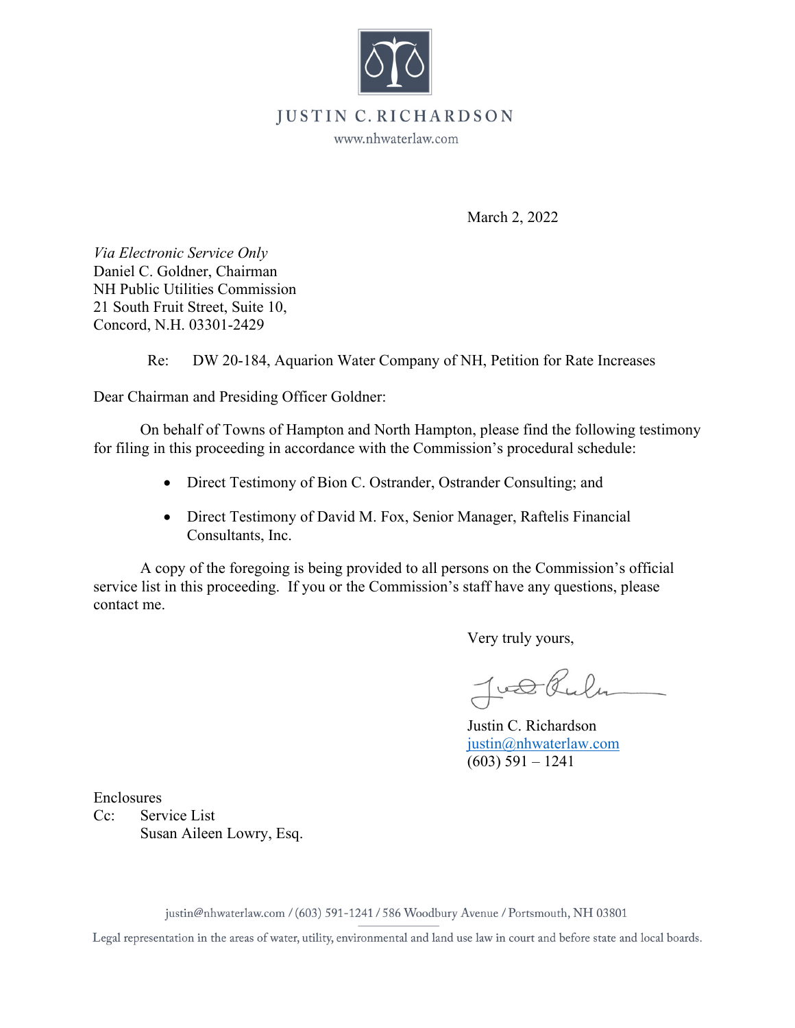JUSTIN C. RICHARDSON

www.nhwaterlaw.com

March 2, 2022

*Via Electronic Service Only*
Daniel C. Goldner, Chairman
NH Public Utilities Commission
21 South Fruit Street, Suite 10,
Concord, N.H. 03301-2429

Re: DW 20-184, Aquarion Water Company of NH, Petition for Rate Increases

Dear Chairman and Presiding Officer Goldner:

On behalf of Towns of Hampton and North Hampton, please find the following testimony for filing in this proceeding in accordance with the Commission's procedural schedule:

- Direct Testimony of Bion C. Ostrander, Ostrander Consulting; and
- Direct Testimony of David M. Fox, Senior Manager, Raftelis Financial Consultants, Inc.

A copy of the foregoing is being provided to all persons on the Commission's official service list in this proceeding. If you or the Commission's staff have any questions, please contact me.

Very truly yours,

Justin C. Richardson
justin@nhwaterlaw.com
(603) 591 – 1241

Enclosures
Cc: Service List
Susan Aileen Lowry, Esq.

justin@nhwaterlaw.com / (603) 591-1241 / 586 Woodbury Avenue / Portsmouth, NH 03801

Legal representation in the areas of water, utility, environmental and land use law in court and before state and local boards.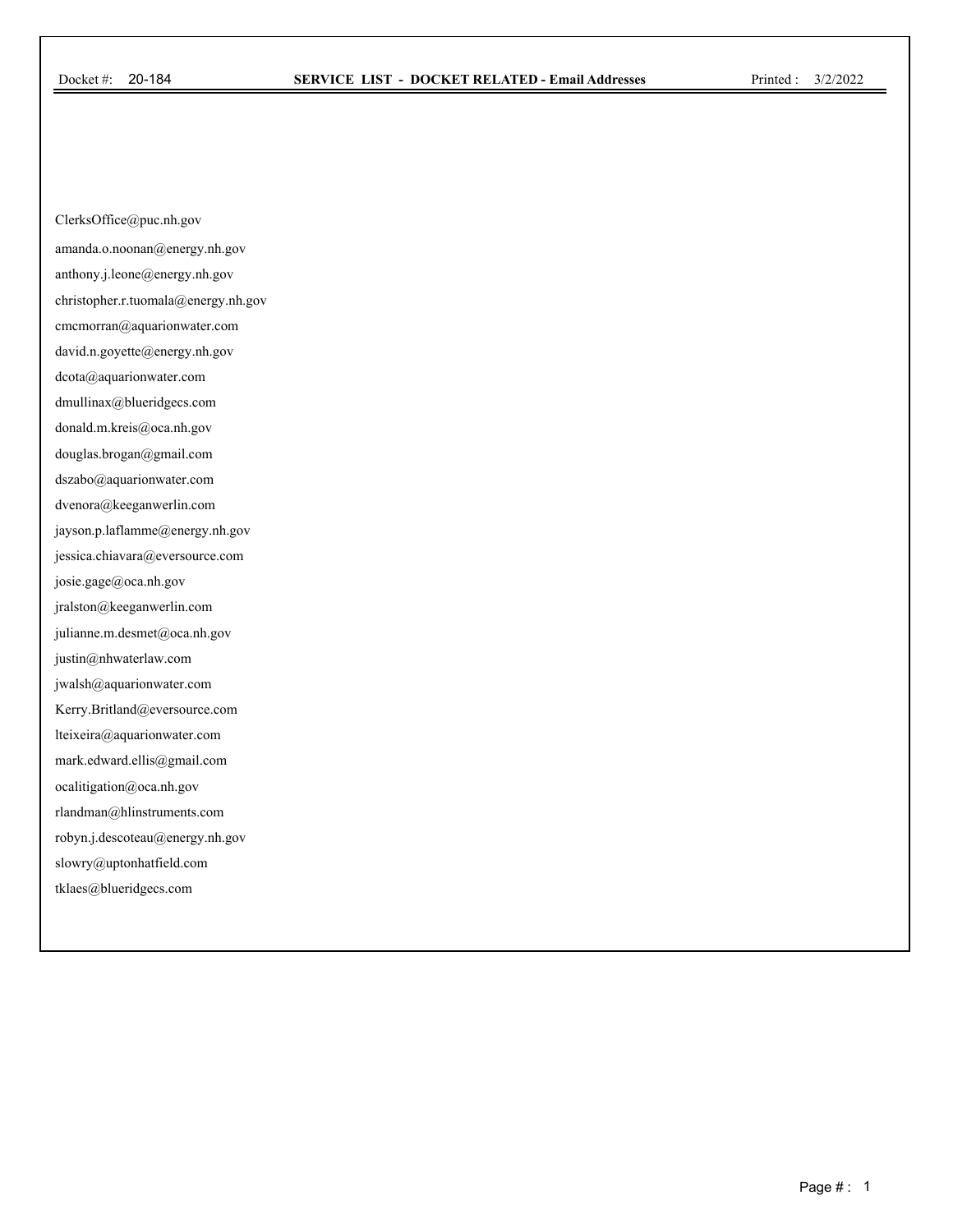Docket #: 20-184 **SERVICE LIST - DOCKET RELATED - Email Addresses** Printed : 3/2/2022

ClerksOffice@puc.nh.gov
amanda.o.noonan@energy.nh.gov
anthony.j.leone@energy.nh.gov
christopher.r.tuomala@energy.nh.gov
cmcmorran@aquarionwater.com
david.n.goyette@energy.nh.gov
dcota@aquarionwater.com
dmullinax@blueridgecs.com
donald.m.kreis@oca.nh.gov
douglas.brogan@gmail.com
dszabo@aquarionwater.com
dvenora@keeganwerlin.com
jayson.p.laflamme@energy.nh.gov
jessica.chiavara@eversource.com
josie.gage@oca.nh.gov
jralston@keeganwerlin.com
julianne.m.desmet@oca.nh.gov
justin@nhwaterlaw.com
jwalsh@aquarionwater.com
Kerry.Britland@eversource.com
lteixeira@aquarionwater.com
mark.edward.ellis@gmail.com
ocalitigation@oca.nh.gov
rlandman@hlinstruments.com
robyn.j.descoteau@energy.nh.gov
slowry@uptonhatfield.com
tklaes@blueridgecs.com